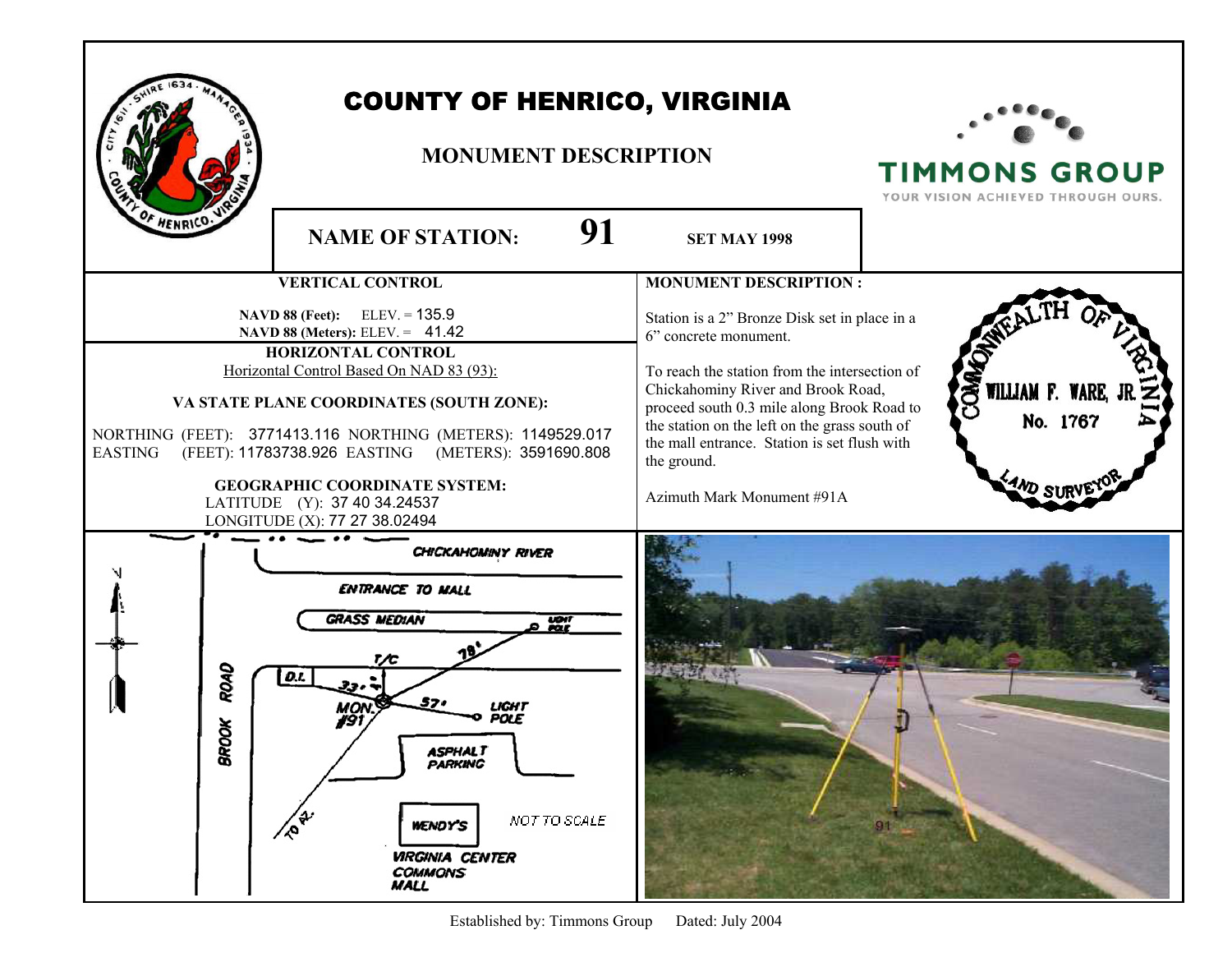# COUNTY OF HENRICO, VIRGINIA

## MONUMENT DESCRIPTION

TIMMONS GROUP
YOUR VISION ACHIEVED THROUGH OURS.

**NAME OF STATION: 91** **SET MAY 1998**

### VERTICAL CONTROL

**NAVD 88 (Feet):** ELEV. = 135.9
**NAVD 88 (Meters):** ELEV. = 41.42

### HORIZONTAL CONTROL

Horizontal Control Based On NAD 83 (93):

**VA STATE PLANE COORDINATES (SOUTH ZONE):**

NORTHING (FEET): 3771413.116 NORTHING (METERS): 1149529.017
EASTING (FEET): 11783738.926 EASTING (METERS): 3591690.808

**GEOGRAPHIC COORDINATE SYSTEM:**
LATITUDE (Y): 37 40 34.24537
LONGITUDE (X): 77 27 38.02494

### MONUMENT DESCRIPTION:

Station is a 2" Bronze Disk set in place in a 6" concrete monument.

To reach the station from the intersection of Chickahominy River and Brook Road, proceed south 0.3 mile along Brook Road to the station on the left on the grass south of the mall entrance. Station is set flush with the ground.

Azimuth Mark Monument #91A

COMMONWEALTH OF VIRGINIA
WILLIAM F. WARE, JR.
No. 1767
LAND SURVEYOR

CHICKAHOMINY RIVER
ENTRANCE TO MALL
GRASS MEDIAN
LIGHT POLE
T/C
78'
D.I.
33'
57'
MON. #91
LIGHT POLE
BROOK ROAD
ASPHALT PARKING
TO AZ.
WENDY'S
NOT TO SCALE
VIRGINIA CENTER COMMONS MALL

91

Established by: Timmons Group Dated: July 2004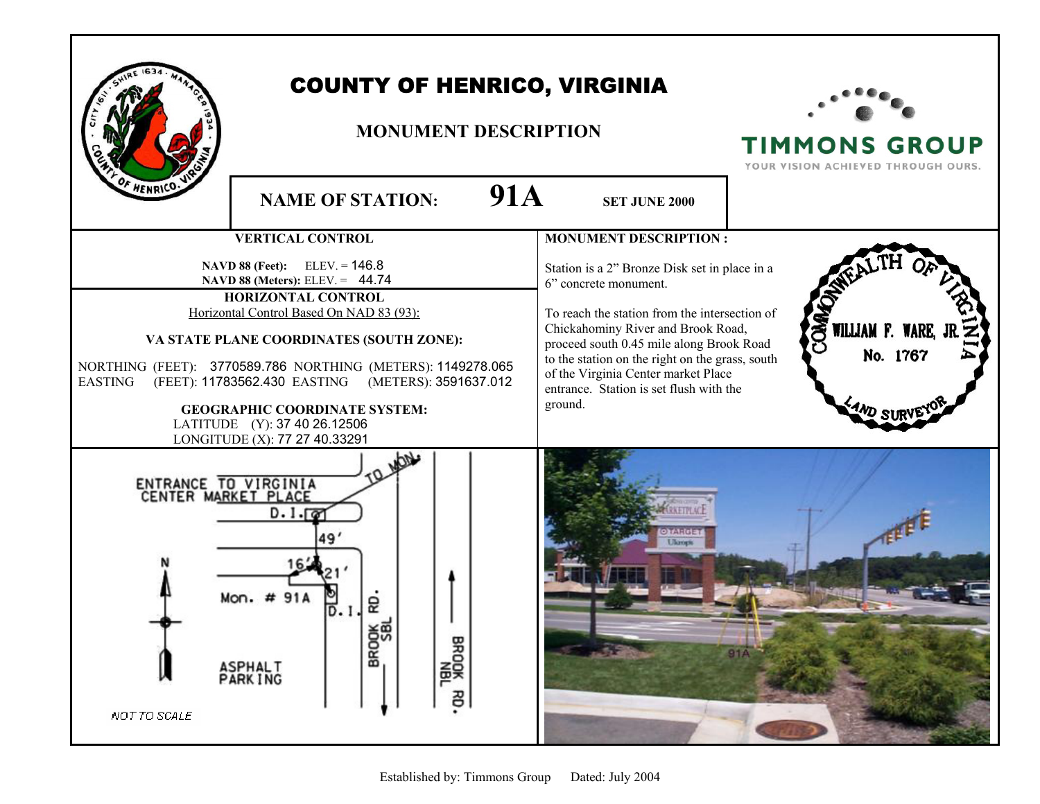# COUNTY OF HENRICO, VIRGINIA

## MONUMENT DESCRIPTION

TIMMONS GROUP
YOUR VISION ACHIEVED THROUGH OURS.

**NAME OF STATION:** **91A** **SET JUNE 2000**

### VERTICAL CONTROL

**NAVD 88 (Feet):** ELEV. = 146.8
**NAVD 88 (Meters):** ELEV. = 44.74

### HORIZONTAL CONTROL

Horizontal Control Based On NAD 83 (93):

**VA STATE PLANE COORDINATES (SOUTH ZONE):**

NORTHING (FEET): 3770589.786 NORTHING (METERS): 1149278.065
EASTING (FEET): 11783562.430 EASTING (METERS): 3591637.012

**GEOGRAPHIC COORDINATE SYSTEM:**

LATITUDE (Y): 37 40 26.12506
LONGITUDE (X): 77 27 40.33291

### MONUMENT DESCRIPTION :

Station is a 2" Bronze Disk set in place in a 6" concrete monument.

To reach the station from the intersection of Chickahominy River and Brook Road, proceed south 0.45 mile along Brook Road to the station on the right on the grass, south of the Virginia Center market Place entrance. Station is set flush with the ground.

COMMONWEALTH OF VIRGINIA
WILLIAM F. WARE, JR.
No. 1767
LAND SURVEYOR

ENTRANCE TO VIRGINIA CENTER MARKET PLACE
TO MON.
D.I.
49'
16'
21'
N
Mon. # 91A
D.I.
BROOK RD. SBL
BROOK RD. NBL
ASPHALT PARKING
NOT TO SCALE

91A

Established by: Timmons Group Dated: July 2004